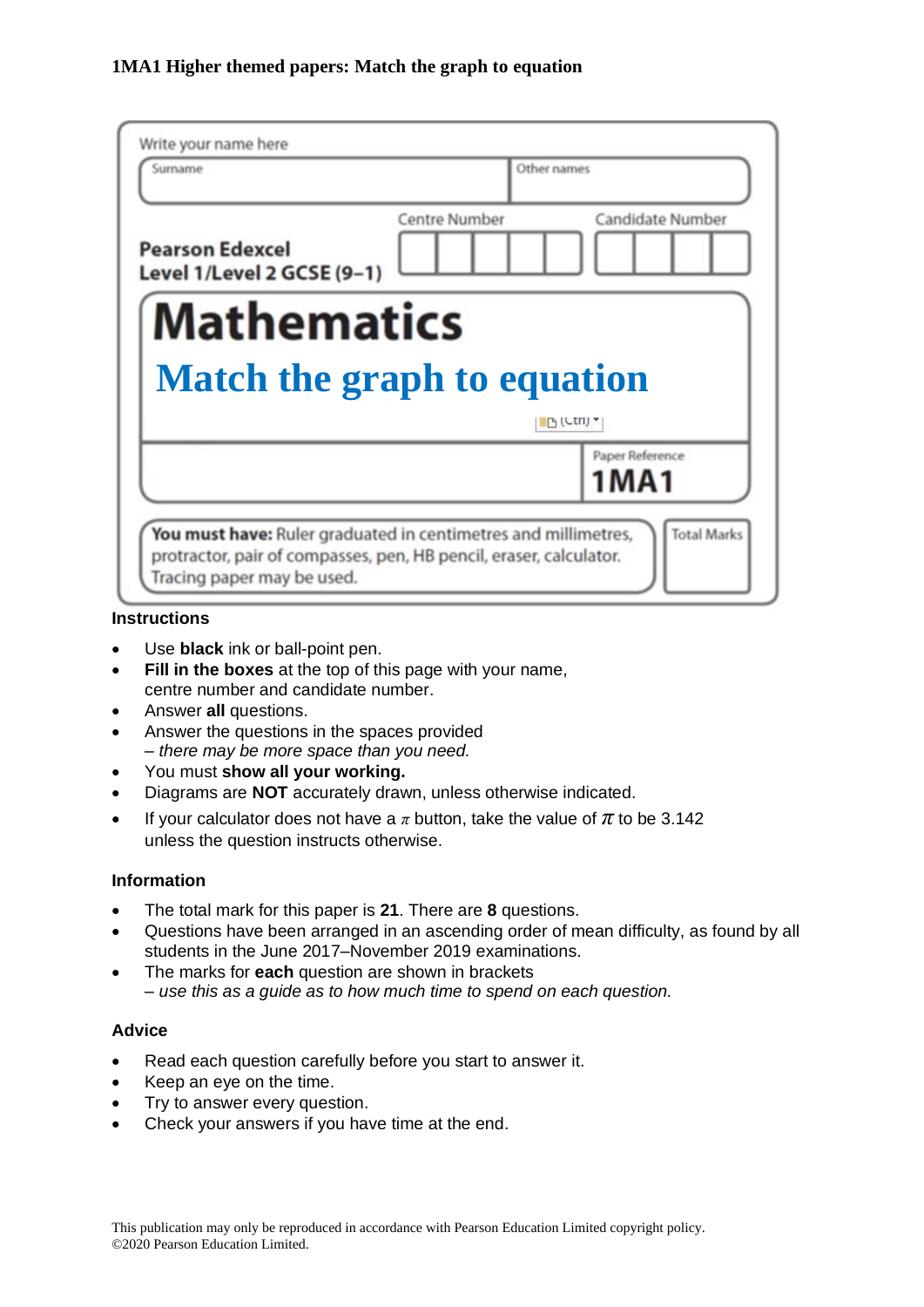**1MA1 Higher themed papers: Match the graph to equation**

Write your name here

| Surname | Other names |
|---|---|
| | |

Pearson Edexcel
Level 1/Level 2 GCSE (9–1)

Centre Number | Candidate Number

# Mathematics

## Match the graph to equation

Paper Reference
**1MA1**

**You must have:** Ruler graduated in centimetres and millimetres, protractor, pair of compasses, pen, HB pencil, eraser, calculator. Tracing paper may be used.

Total Marks

### Instructions

- Use **black** ink or ball-point pen.
- **Fill in the boxes** at the top of this page with your name, centre number and candidate number.
- Answer **all** questions.
- Answer the questions in the spaces provided
  *– there may be more space than you need.*
- You must **show all your working.**
- Diagrams are **NOT** accurately drawn, unless otherwise indicated.
- If your calculator does not have a $\pi$ button, take the value of $\pi$ to be 3.142 unless the question instructs otherwise.

### Information

- The total mark for this paper is **21**. There are **8** questions.
- Questions have been arranged in an ascending order of mean difficulty, as found by all students in the June 2017–November 2019 examinations.
- The marks for **each** question are shown in brackets
  *– use this as a guide as to how much time to spend on each question.*

### Advice

- Read each question carefully before you start to answer it.
- Keep an eye on the time.
- Try to answer every question.
- Check your answers if you have time at the end.

This publication may only be reproduced in accordance with Pearson Education Limited copyright policy.
©2020 Pearson Education Limited.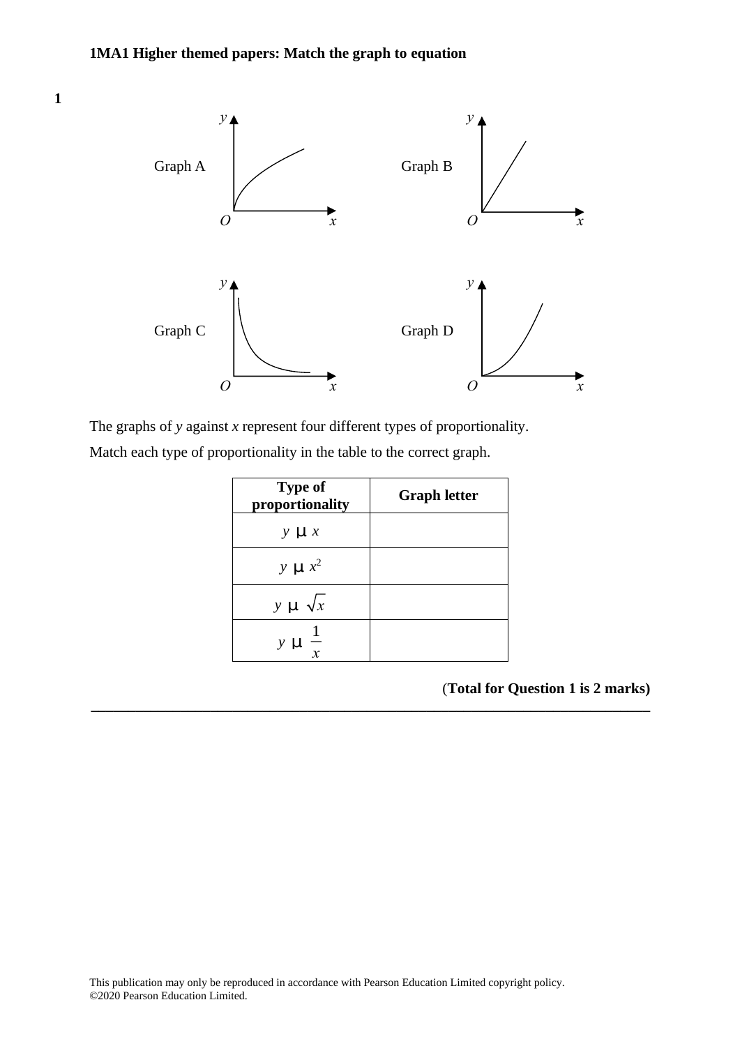**1MA1 Higher themed papers: Match the graph to equation**

**1**

Graph A

Graph B

Graph C

Graph D

The graphs of *y* against *x* represent four different types of proportionality.

Match each type of proportionality in the table to the correct graph.

| Type of proportionality | Graph letter |
|---|---|
| $y \propto x$ | |
| $y \propto x^2$ | |
| $y \propto \sqrt{x}$ | |
| $y \propto \frac{1}{x}$ | |

**(Total for Question 1 is 2 marks)**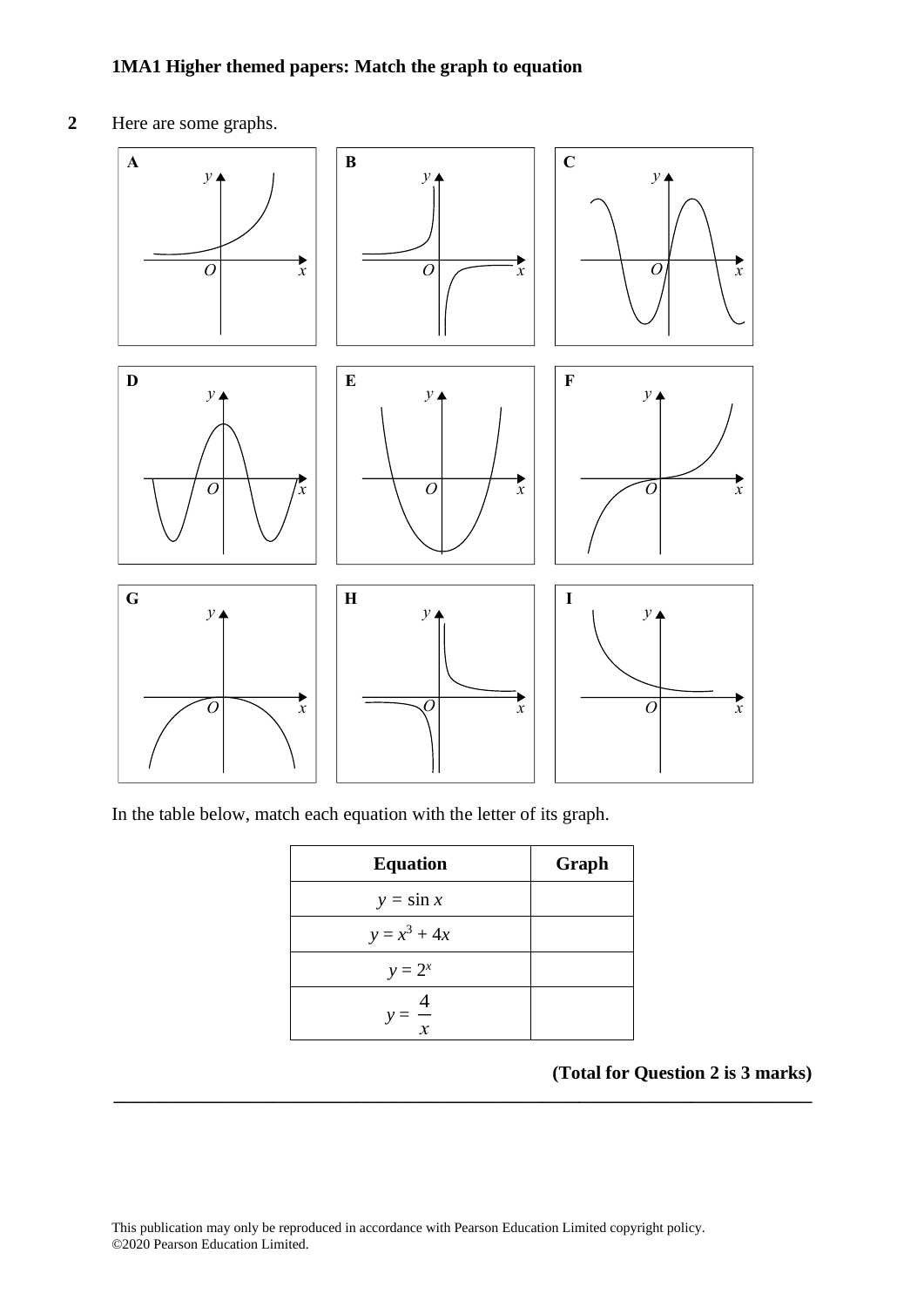**1MA1 Higher themed papers: Match the graph to equation**

**2** Here are some graphs.

A, B, C, D, E, F, G, H, I

In the table below, match each equation with the letter of its graph.

| Equation | Graph |
| --- | --- |
| $y = \sin x$ | |
| $y = x^3 + 4x$ | |
| $y = 2^x$ | |
| $y = \frac{4}{x}$ | |

**(Total for Question 2 is 3 marks)**

This publication may only be reproduced in accordance with Pearson Education Limited copyright policy.
©2020 Pearson Education Limited.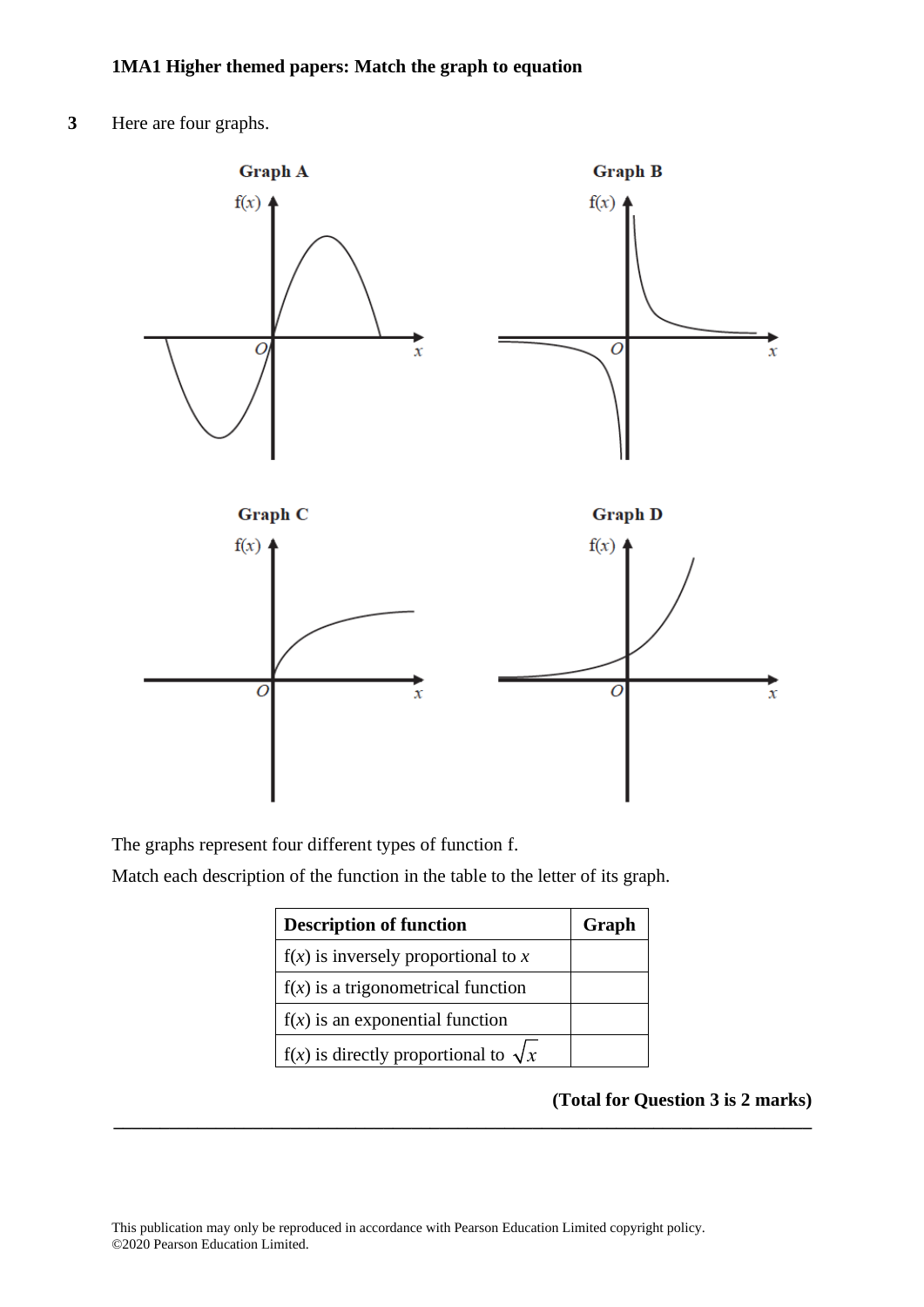**3** Here are four graphs.

Graph A

Graph B

Graph C

Graph D

The graphs represent four different types of function f.

Match each description of the function in the table to the letter of its graph.

| Description of function | Graph |
|---|---|
| $f(x)$ is inversely proportional to $x$ | |
| $f(x)$ is a trigonometrical function | |
| $f(x)$ is an exponential function | |
| $f(x)$ is directly proportional to $\sqrt{x}$ | |

**(Total for Question 3 is 2 marks)**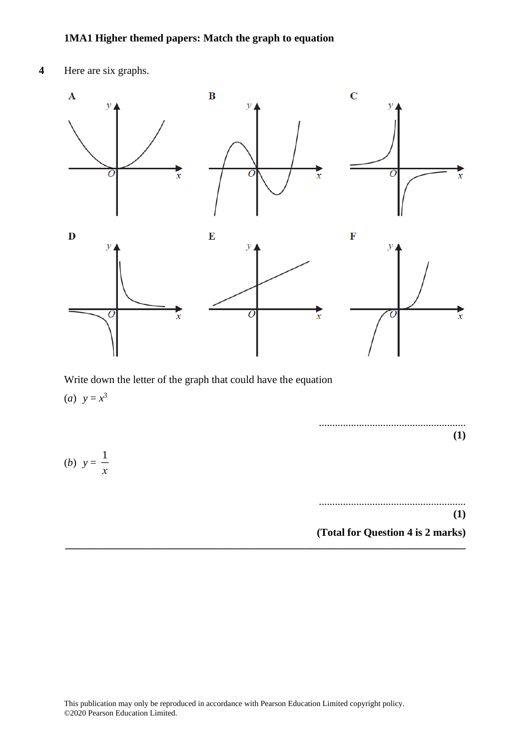**4** Here are six graphs.

A B C

D E F

Write down the letter of the graph that could have the equation

(*a*) $y = x^3$

.......................................................
**(1)**

(*b*) $y = \dfrac{1}{x}$

.......................................................
**(1)**

**(Total for Question 4 is 2 marks)**

---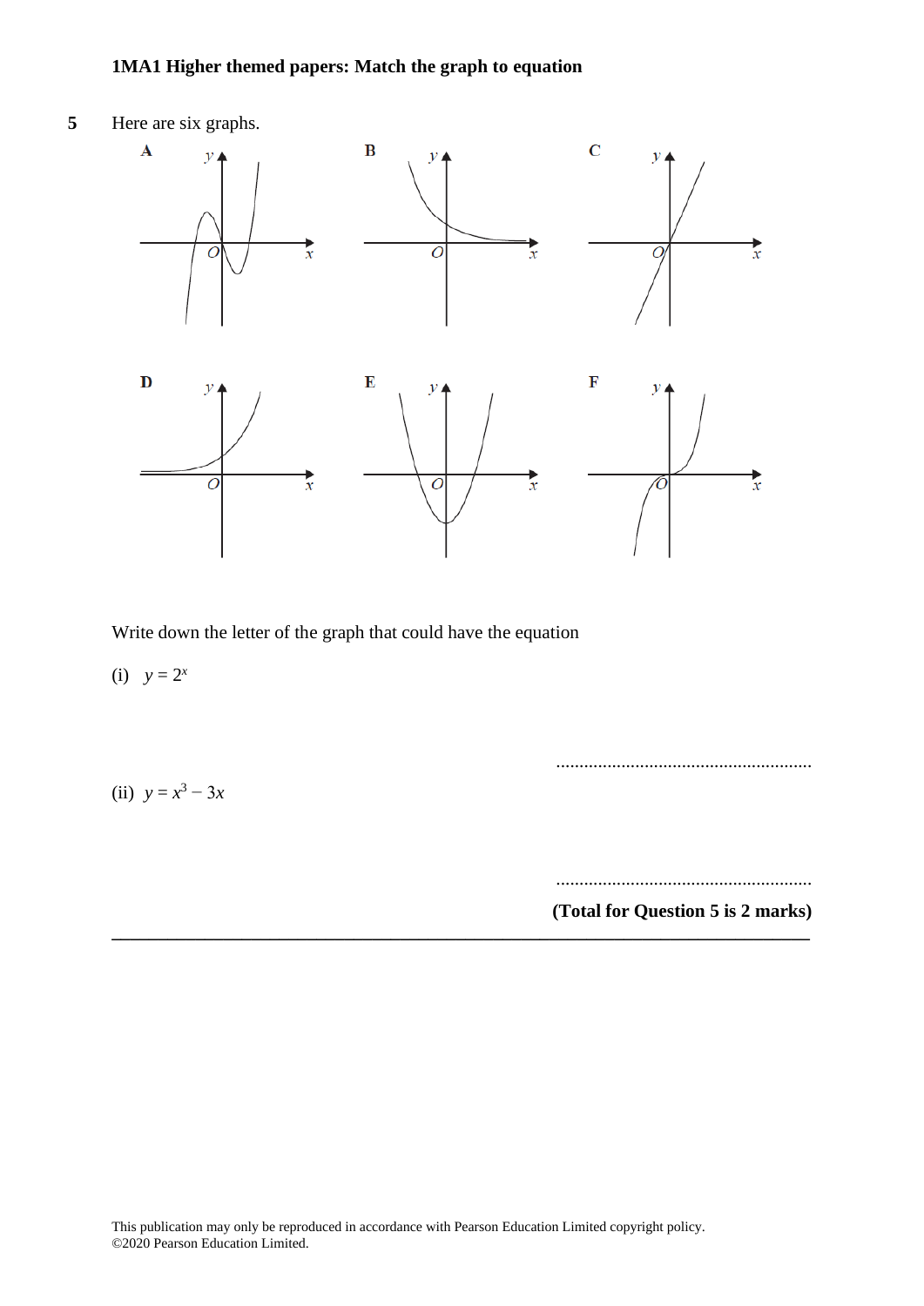**1MA1 Higher themed papers: Match the graph to equation**

**5** Here are six graphs.

A B C

D E F

Write down the letter of the graph that could have the equation

(i) $y = 2^x$

.......................................................

(ii) $y = x^3 - 3x$

.......................................................

**(Total for Question 5 is 2 marks)**

---

This publication may only be reproduced in accordance with Pearson Education Limited copyright policy.
©2020 Pearson Education Limited.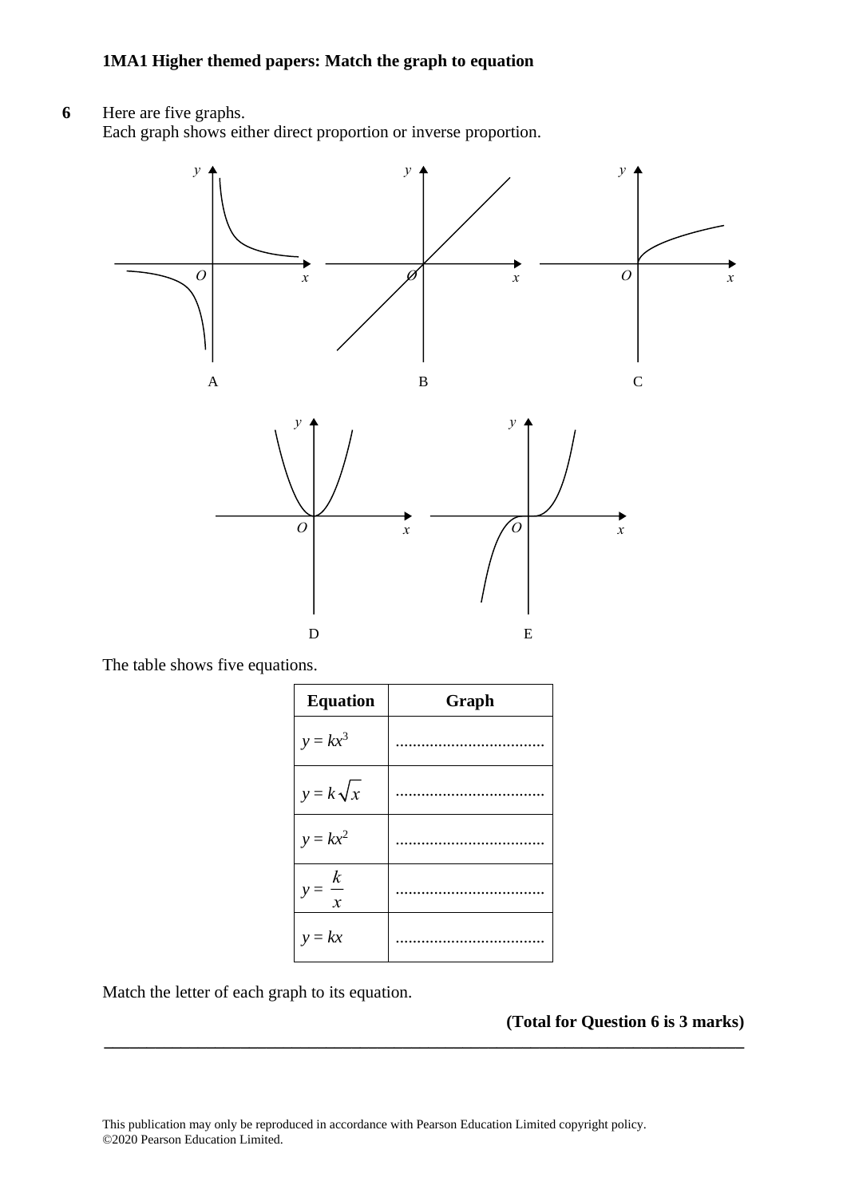**6** Here are five graphs.
Each graph shows either direct proportion or inverse proportion.

A B C

D E

The table shows five equations.

| Equation | Graph |
|---|---|
| $y = kx^3$ | .................................. |
| $y = k\sqrt{x}$ | .................................. |
| $y = kx^2$ | .................................. |
| $y = \dfrac{k}{x}$ | .................................. |
| $y = kx$ | .................................. |

Match the letter of each graph to its equation.

**(Total for Question 6 is 3 marks)**

---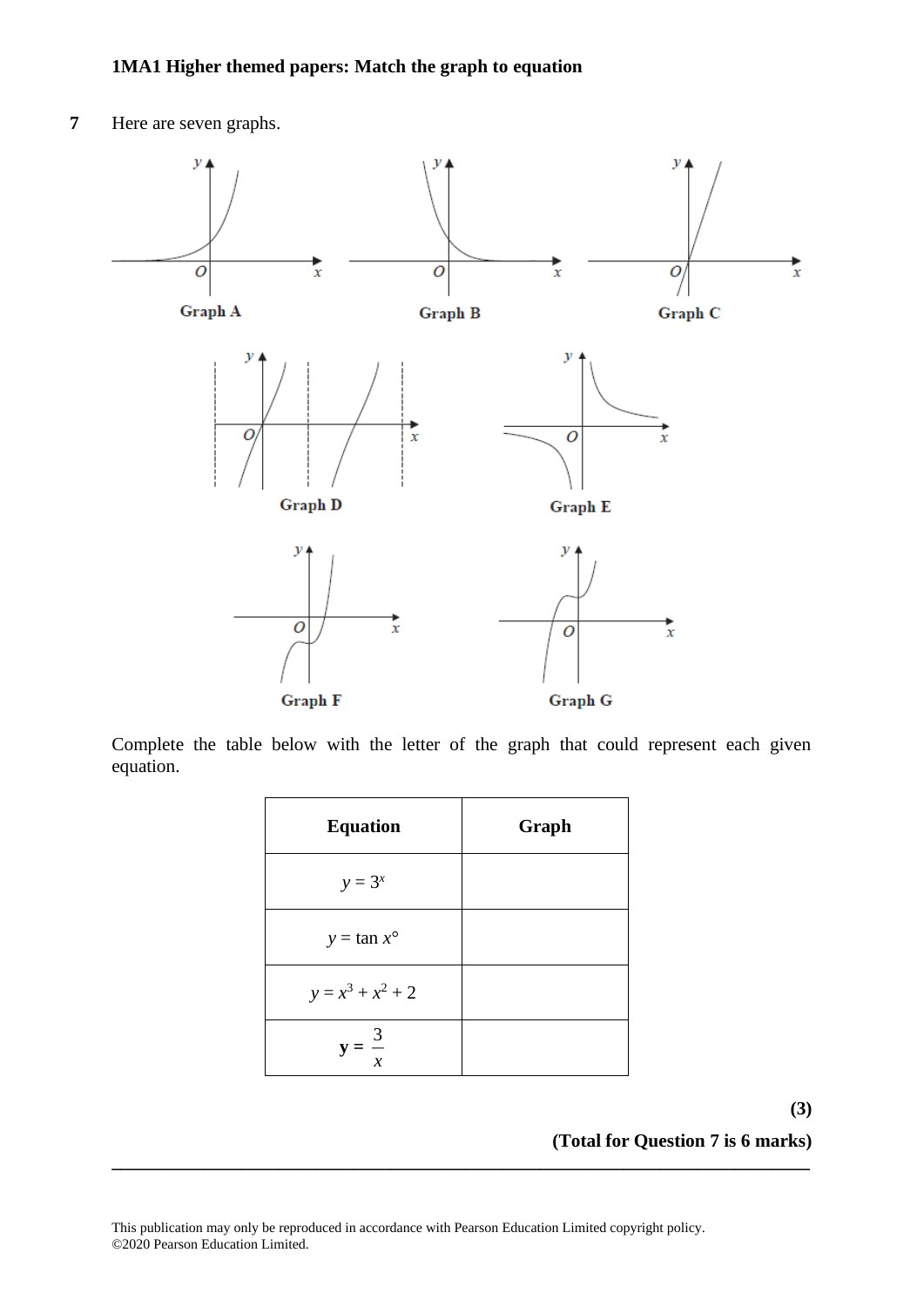**7** Here are seven graphs.

Graph A

Graph B

Graph C

Graph D

Graph E

Graph F

Graph G

Complete the table below with the letter of the graph that could represent each given equation.

| Equation | Graph |
|---|---|
| $y = 3^x$ | |
| $y = \tan x°$ | |
| $y = x^3 + x^2 + 2$ | |
| $y = \frac{3}{x}$ | |

**(3)**

**(Total for Question 7 is 6 marks)**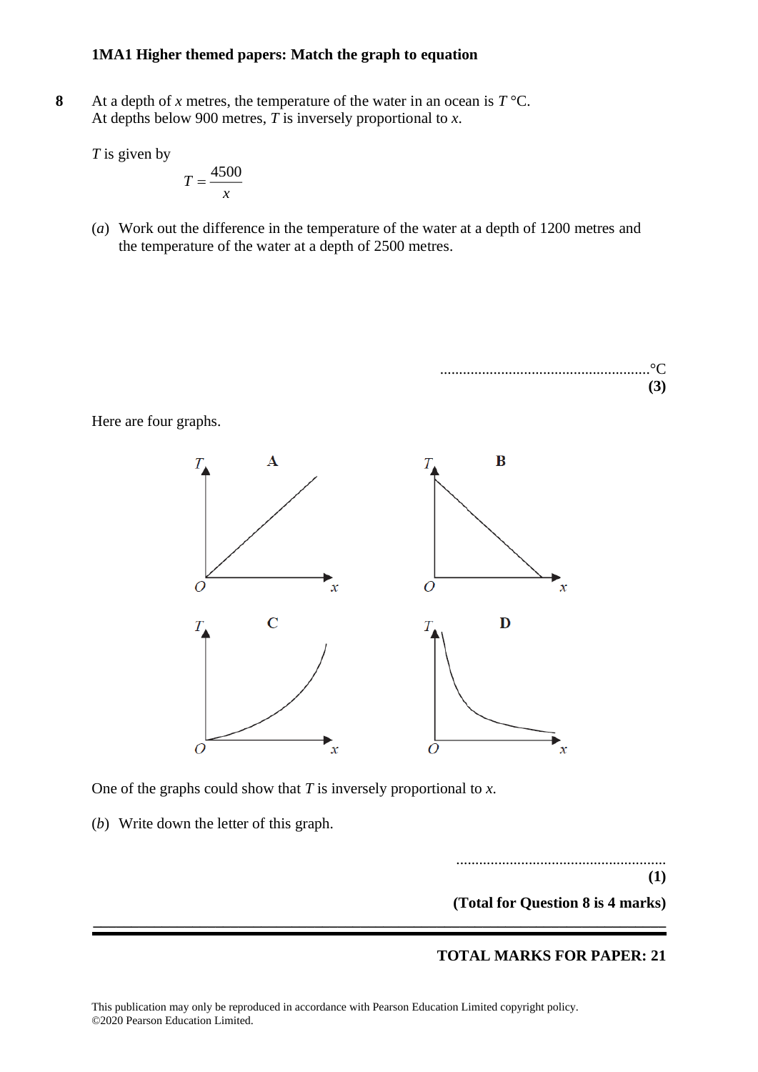**1MA1 Higher themed papers: Match the graph to equation**

**8** At a depth of $x$ metres, the temperature of the water in an ocean is $T$ °C.
At depths below 900 metres, $T$ is inversely proportional to $x$.

$T$ is given by

$$T = \frac{4500}{x}$$

(*a*) Work out the difference in the temperature of the water at a depth of 1200 metres and the temperature of the water at a depth of 2500 metres.

.......................................................°C
**(3)**

Here are four graphs.

A
$T$
$O$
$x$

B
$T$
$O$
$x$

C
$T$
$O$
$x$

D
$T$
$O$
$x$

One of the graphs could show that $T$ is inversely proportional to $x$.

(*b*) Write down the letter of this graph.

.......................................................
**(1)**

**(Total for Question 8 is 4 marks)**

---

**TOTAL MARKS FOR PAPER: 21**

This publication may only be reproduced in accordance with Pearson Education Limited copyright policy.
©2020 Pearson Education Limited.